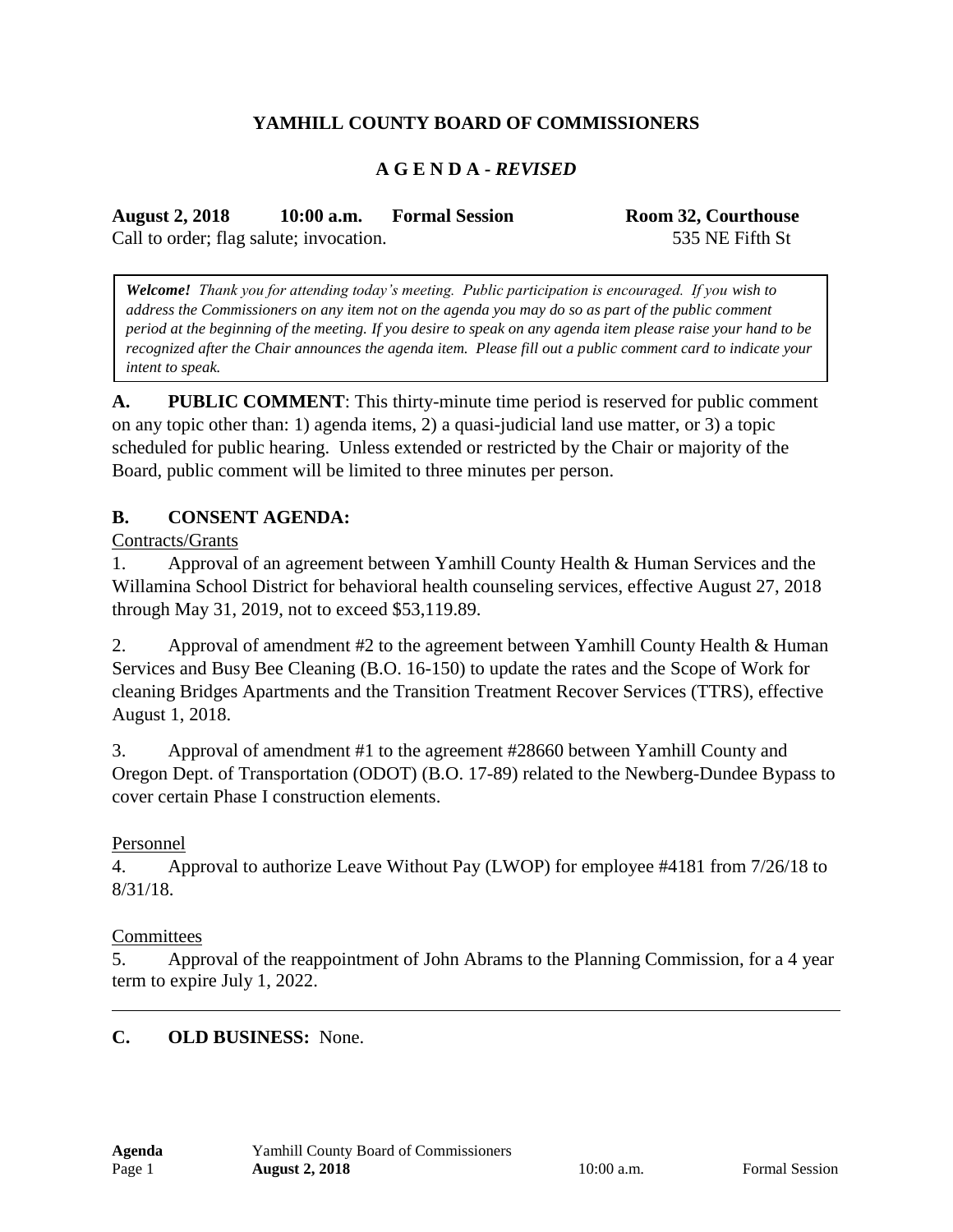# YAMHILL COUNTY BOARD OF COMMISSIONERS

## A G E N D A - *REVISED*

**August 2, 2018 10:00 a.m. Formal Session Room 32, Courthouse**

Call to order; flag salute; invocation. 535 NE Fifth St

> ***Welcome!*** *Thank you for attending today's meeting. Public participation is encouraged. If you wish to address the Commissioners on any item not on the agenda you may do so as part of the public comment period at the beginning of the meeting. If you desire to speak on any agenda item please raise your hand to be recognized after the Chair announces the agenda item. Please fill out a public comment card to indicate your intent to speak.*

**A. PUBLIC COMMENT**: This thirty-minute time period is reserved for public comment on any topic other than: 1) agenda items, 2) a quasi-judicial land use matter, or 3) a topic scheduled for public hearing. Unless extended or restricted by the Chair or majority of the Board, public comment will be limited to three minutes per person.

**B. CONSENT AGENDA:**

Contracts/Grants

1. Approval of an agreement between Yamhill County Health & Human Services and the Willamina School District for behavioral health counseling services, effective August 27, 2018 through May 31, 2019, not to exceed $53,119.89.

2. Approval of amendment #2 to the agreement between Yamhill County Health & Human Services and Busy Bee Cleaning (B.O. 16-150) to update the rates and the Scope of Work for cleaning Bridges Apartments and the Transition Treatment Recover Services (TTRS), effective August 1, 2018.

3. Approval of amendment #1 to the agreement #28660 between Yamhill County and Oregon Dept. of Transportation (ODOT) (B.O. 17-89) related to the Newberg-Dundee Bypass to cover certain Phase I construction elements.

Personnel

4. Approval to authorize Leave Without Pay (LWOP) for employee #4181 from 7/26/18 to 8/31/18.

Committees

5. Approval of the reappointment of John Abrams to the Planning Commission, for a 4 year term to expire July 1, 2022.

---

**C. OLD BUSINESS:** None.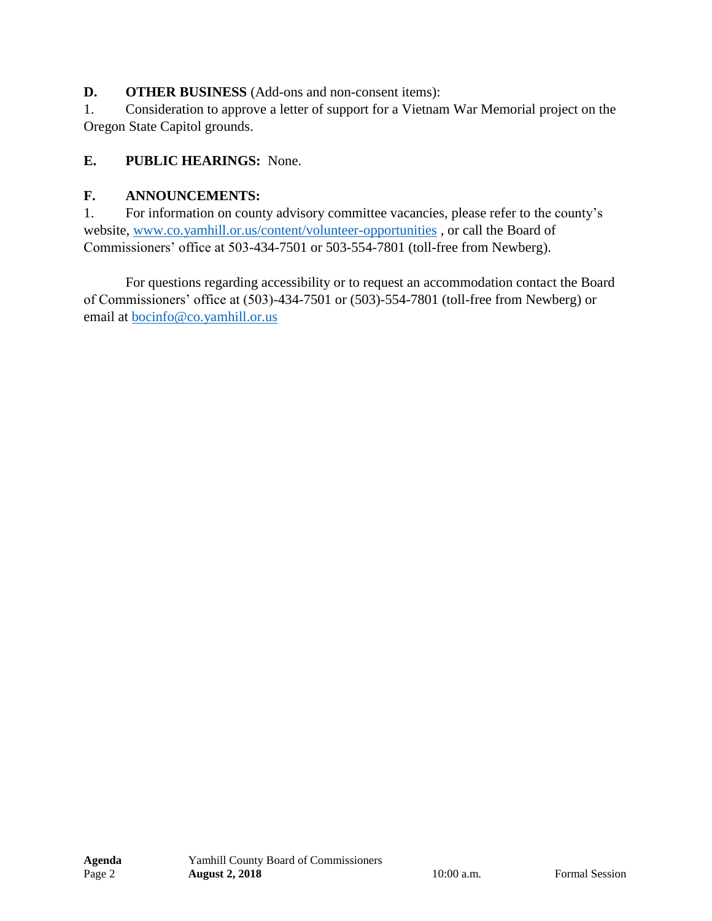**D. OTHER BUSINESS** (Add-ons and non-consent items):

1. Consideration to approve a letter of support for a Vietnam War Memorial project on the Oregon State Capitol grounds.

**E. PUBLIC HEARINGS:** None.

**F. ANNOUNCEMENTS:**

1. For information on county advisory committee vacancies, please refer to the county's website, [www.co.yamhill.or.us/content/volunteer-opportunities](http://www.co.yamhill.or.us/content/volunteer-opportunities) , or call the Board of Commissioners' office at 503-434-7501 or 503-554-7801 (toll-free from Newberg).

For questions regarding accessibility or to request an accommodation contact the Board of Commissioners' office at (503)-434-7501 or (503)-554-7801 (toll-free from Newberg) or email at [bocinfo@co.yamhill.or.us](mailto:bocinfo@co.yamhill.or.us)